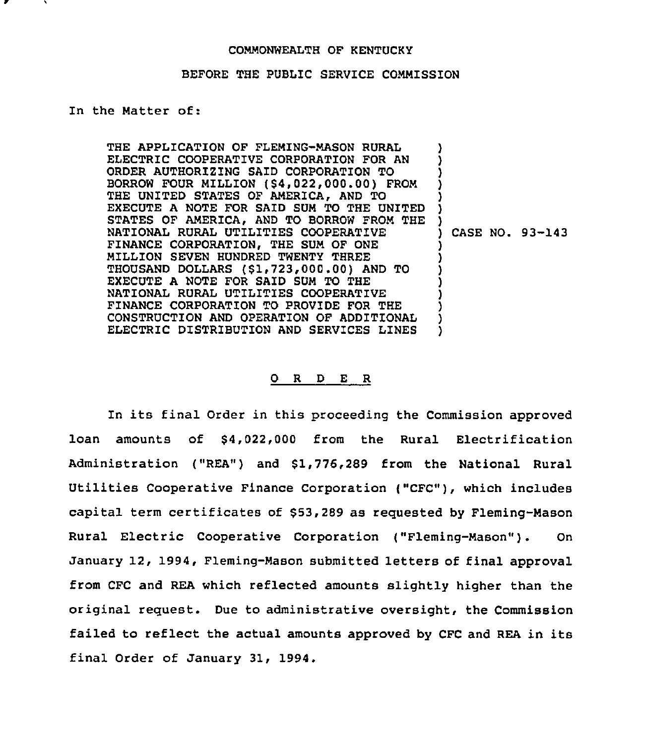COMMONWEALTH OF KENTUCKY

BEFORE THE PUBLIC SERVICE COMMISSION

In the Matter of:

THE APPLICATION OF FLEMING-MASON RURAL ELECTRIC COOPERATIVE CORPORATION FOR AN ORDER AUTHORIZING SAID CORPORATION TO BORROW FOUR MILLION ($4,022,000.00) FROM THE UNITED STATES OF AMERICA, AND TO EXECUTE A NOTE FOR SAID SUM TO THE UNITED STATES OF AMERICA, AND TO BORROW FROM THE NATIONAL RURAL UTILITIES COOPERATIVE FINANCE CORPORATION, THE SUM OF ONE MILLION SEVEN HUNDRED TWENTY THREE THOUSAND DOLLARS ($1,723,000.00) AND TO EXECUTE A NOTE FOR SAID SUM TO THE NATIONAL RURAL UTILITIES COOPERATIVE FINANCE CORPORATION TO PROVIDE FOR THE CONSTRUCTION AND OPERATION OF ADDITIONAL ELECTRIC DISTRIBUTION AND SERVICES LINES

) CASE NO. 93-143

O R D E R

In its final Order in this proceeding the Commission approved loan amounts of $4,022,000 from the Rural Electrification Administration ("REA") and $1,776,289 from the National Rural Utilities Cooperative Finance Corporation ("CFC"), which includes capital term certificates of $53,289 as requested by Fleming-Mason Rural Electric Cooperative Corporation ("Fleming-Mason"). On January 12, 1994, Fleming-Mason submitted letters of final approval from CFC and REA which reflected amounts slightly higher than the original request. Due to administrative oversight, the Commission failed to reflect the actual amounts approved by CFC and REA in its final Order of January 31, 1994.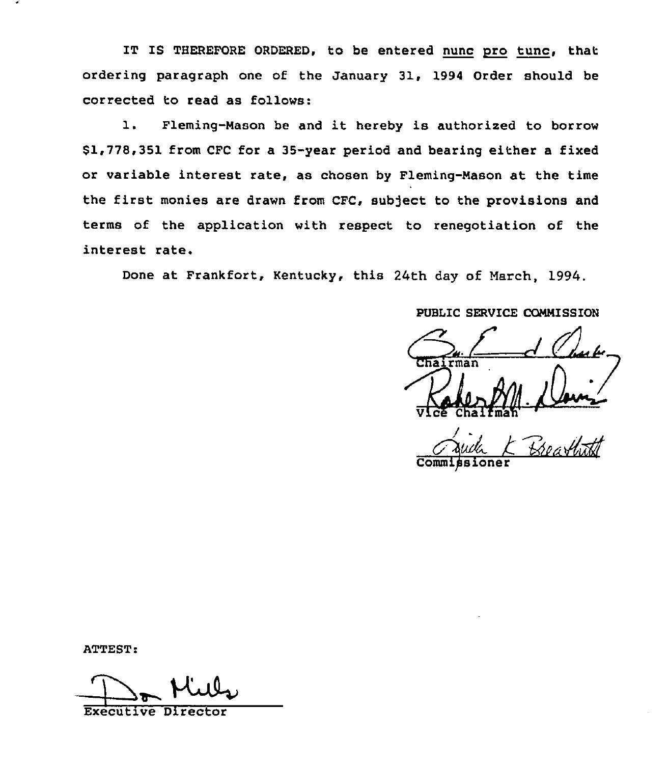IT IS THEREFORE ORDERED, to be entered nunc pro tunc, that ordering paragraph one of the January 31, 1994 Order should be corrected to read as follows:

1. Fleming-Mason be and it hereby is authorized to borrow $1,778,351 from CFC for a 35-year period and bearing either a fixed or variable interest rate, as chosen by Fleming-Mason at the time the first monies are drawn from CFC, subject to the provisions and terms of the application with respect to renegotiation of the interest rate.

Done at Frankfort, Kentucky, this 24th day of March, 1994.

PUBLIC SERVICE COMMISSION

Chairman

Vice Chairman

Commissioner

ATTEST:

Executive Director